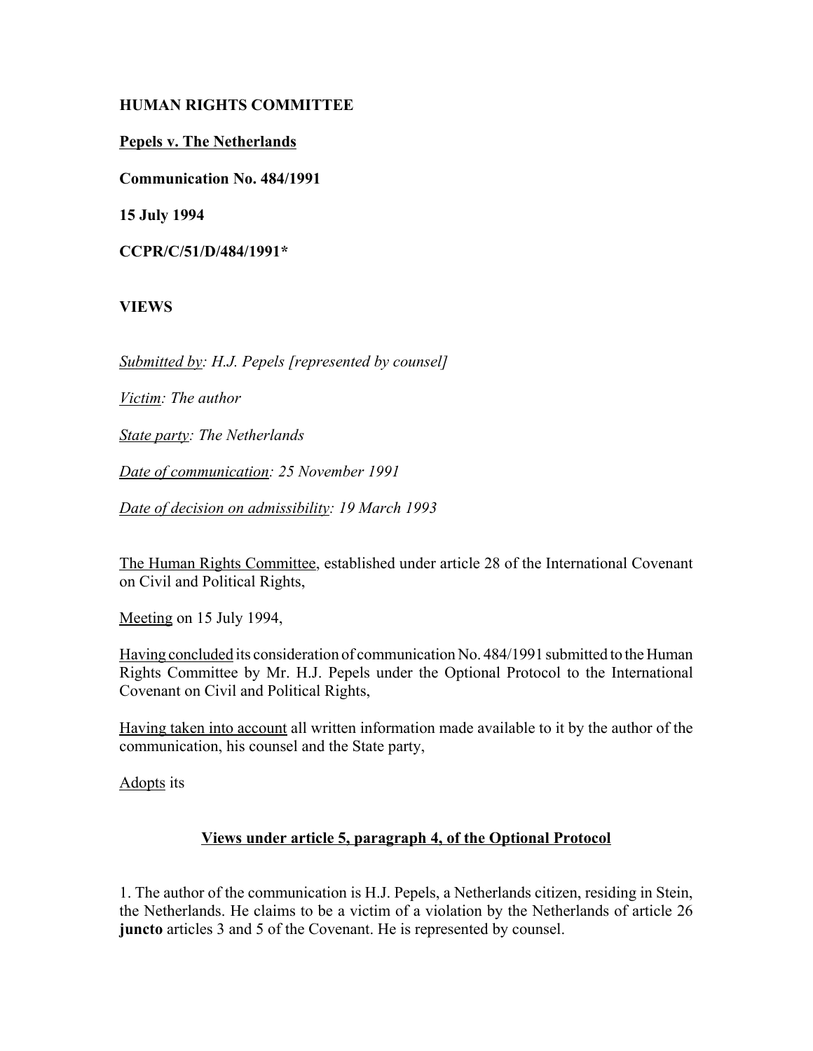**HUMAN RIGHTS COMMITTEE**

**Pepels v. The Netherlands**

**Communication No. 484/1991**

**15 July 1994**

**CCPR/C/51/D/484/1991***

**VIEWS**

*Submitted by: H.J. Pepels [represented by counsel]*

*Victim: The author*

*State party: The Netherlands*

*Date of communication: 25 November 1991*

*Date of decision on admissibility: 19 March 1993*

The Human Rights Committee, established under article 28 of the International Covenant on Civil and Political Rights,

Meeting on 15 July 1994,

Having concluded its consideration of communication No. 484/1991 submitted to the Human Rights Committee by Mr. H.J. Pepels under the Optional Protocol to the International Covenant on Civil and Political Rights,

Having taken into account all written information made available to it by the author of the communication, his counsel and the State party,

Adopts its

## Views under article 5, paragraph 4, of the Optional Protocol

1. The author of the communication is H.J. Pepels, a Netherlands citizen, residing in Stein, the Netherlands. He claims to be a victim of a violation by the Netherlands of article 26 **juncto** articles 3 and 5 of the Covenant. He is represented by counsel.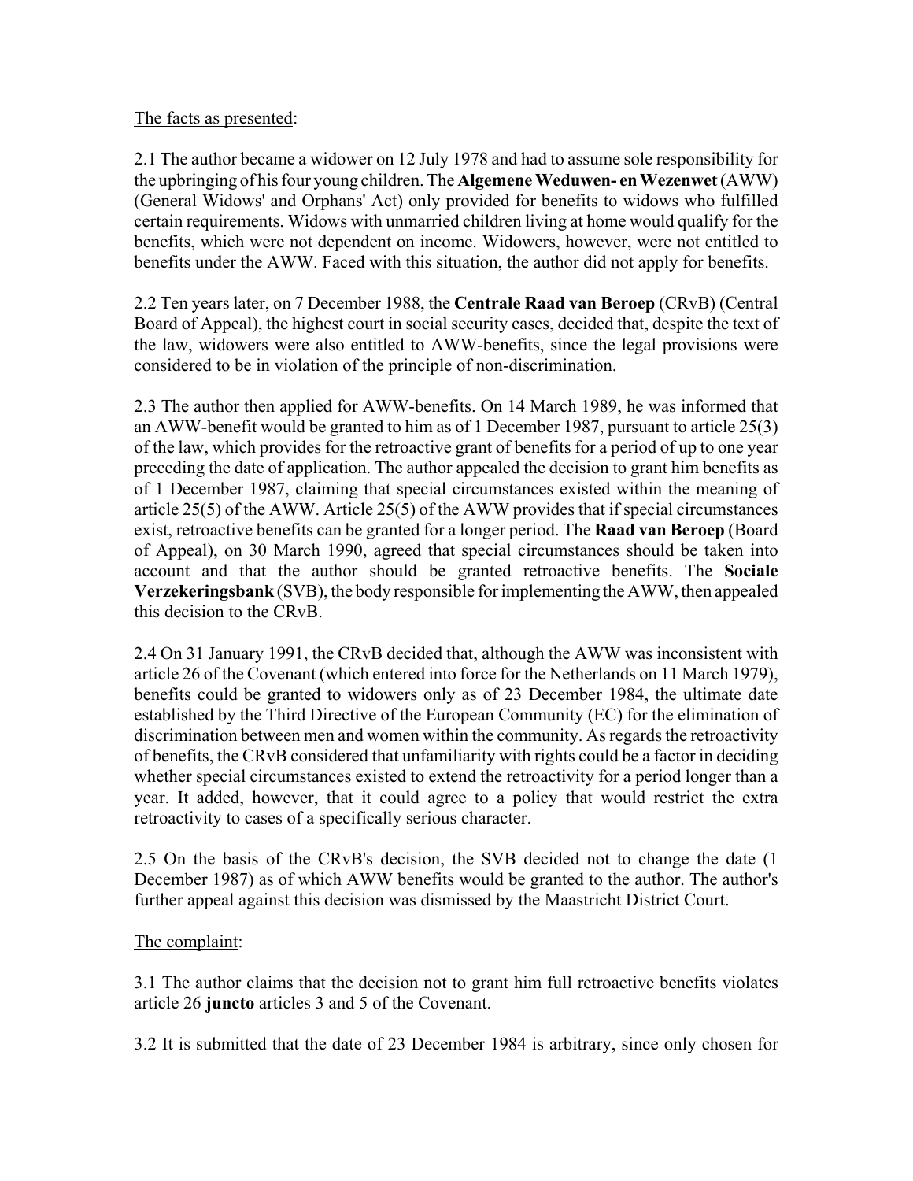The facts as presented:

2.1 The author became a widower on 12 July 1978 and had to assume sole responsibility for the upbringing of his four young children. The **Algemene Weduwen- en Wezenwet** (AWW) (General Widows' and Orphans' Act) only provided for benefits to widows who fulfilled certain requirements. Widows with unmarried children living at home would qualify for the benefits, which were not dependent on income. Widowers, however, were not entitled to benefits under the AWW. Faced with this situation, the author did not apply for benefits.

2.2 Ten years later, on 7 December 1988, the **Centrale Raad van Beroep** (CRvB) (Central Board of Appeal), the highest court in social security cases, decided that, despite the text of the law, widowers were also entitled to AWW-benefits, since the legal provisions were considered to be in violation of the principle of non-discrimination.

2.3 The author then applied for AWW-benefits. On 14 March 1989, he was informed that an AWW-benefit would be granted to him as of 1 December 1987, pursuant to article 25(3) of the law, which provides for the retroactive grant of benefits for a period of up to one year preceding the date of application. The author appealed the decision to grant him benefits as of 1 December 1987, claiming that special circumstances existed within the meaning of article 25(5) of the AWW. Article 25(5) of the AWW provides that if special circumstances exist, retroactive benefits can be granted for a longer period. The **Raad van Beroep** (Board of Appeal), on 30 March 1990, agreed that special circumstances should be taken into account and that the author should be granted retroactive benefits. The **Sociale Verzekeringsbank** (SVB), the body responsible for implementing the AWW, then appealed this decision to the CRvB.

2.4 On 31 January 1991, the CRvB decided that, although the AWW was inconsistent with article 26 of the Covenant (which entered into force for the Netherlands on 11 March 1979), benefits could be granted to widowers only as of 23 December 1984, the ultimate date established by the Third Directive of the European Community (EC) for the elimination of discrimination between men and women within the community. As regards the retroactivity of benefits, the CRvB considered that unfamiliarity with rights could be a factor in deciding whether special circumstances existed to extend the retroactivity for a period longer than a year. It added, however, that it could agree to a policy that would restrict the extra retroactivity to cases of a specifically serious character.

2.5 On the basis of the CRvB's decision, the SVB decided not to change the date (1 December 1987) as of which AWW benefits would be granted to the author. The author's further appeal against this decision was dismissed by the Maastricht District Court.

The complaint:

3.1 The author claims that the decision not to grant him full retroactive benefits violates article 26 **juncto** articles 3 and 5 of the Covenant.

3.2 It is submitted that the date of 23 December 1984 is arbitrary, since only chosen for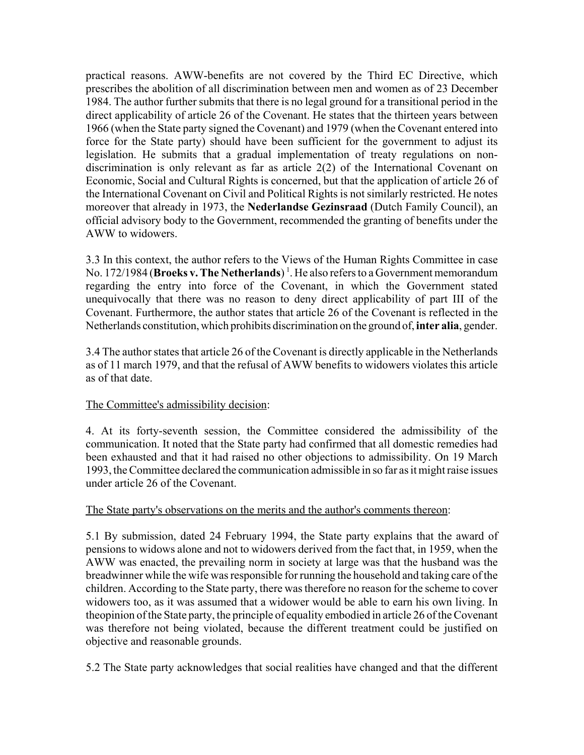practical reasons. AWW-benefits are not covered by the Third EC Directive, which prescribes the abolition of all discrimination between men and women as of 23 December 1984. The author further submits that there is no legal ground for a transitional period in the direct applicability of article 26 of the Covenant. He states that the thirteen years between 1966 (when the State party signed the Covenant) and 1979 (when the Covenant entered into force for the State party) should have been sufficient for the government to adjust its legislation. He submits that a gradual implementation of treaty regulations on non-discrimination is only relevant as far as article 2(2) of the International Covenant on Economic, Social and Cultural Rights is concerned, but that the application of article 26 of the International Covenant on Civil and Political Rights is not similarly restricted. He notes moreover that already in 1973, the **Nederlandse Gezinsraad** (Dutch Family Council), an official advisory body to the Government, recommended the granting of benefits under the AWW to widowers.

3.3 In this context, the author refers to the Views of the Human Rights Committee in case No. 172/1984 (**Broeks v. The Netherlands**) [1]. He also refers to a Government memorandum regarding the entry into force of the Covenant, in which the Government stated unequivocally that there was no reason to deny direct applicability of part III of the Covenant. Furthermore, the author states that article 26 of the Covenant is reflected in the Netherlands constitution, which prohibits discrimination on the ground of, **inter alia**, gender.

3.4 The author states that article 26 of the Covenant is directly applicable in the Netherlands as of 11 march 1979, and that the refusal of AWW benefits to widowers violates this article as of that date.

The Committee's admissibility decision:

4. At its forty-seventh session, the Committee considered the admissibility of the communication. It noted that the State party had confirmed that all domestic remedies had been exhausted and that it had raised no other objections to admissibility. On 19 March 1993, the Committee declared the communication admissible in so far as it might raise issues under article 26 of the Covenant.

The State party's observations on the merits and the author's comments thereon:

5.1 By submission, dated 24 February 1994, the State party explains that the award of pensions to widows alone and not to widowers derived from the fact that, in 1959, when the AWW was enacted, the prevailing norm in society at large was that the husband was the breadwinner while the wife was responsible for running the household and taking care of the children. According to the State party, there was therefore no reason for the scheme to cover widowers too, as it was assumed that a widower would be able to earn his own living. In theopinion of the State party, the principle of equality embodied in article 26 of the Covenant was therefore not being violated, because the different treatment could be justified on objective and reasonable grounds.

5.2 The State party acknowledges that social realities have changed and that the different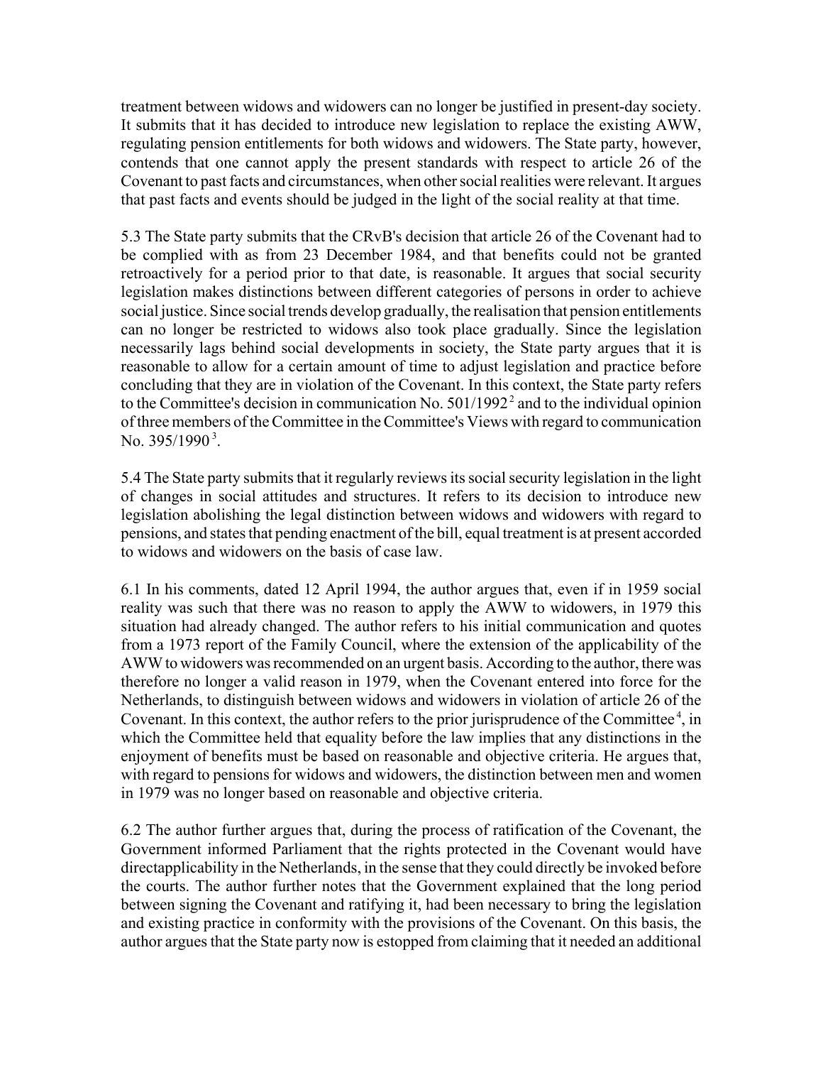treatment between widows and widowers can no longer be justified in present-day society. It submits that it has decided to introduce new legislation to replace the existing AWW, regulating pension entitlements for both widows and widowers. The State party, however, contends that one cannot apply the present standards with respect to article 26 of the Covenant to past facts and circumstances, when other social realities were relevant. It argues that past facts and events should be judged in the light of the social reality at that time.

5.3 The State party submits that the CRvB's decision that article 26 of the Covenant had to be complied with as from 23 December 1984, and that benefits could not be granted retroactively for a period prior to that date, is reasonable. It argues that social security legislation makes distinctions between different categories of persons in order to achieve social justice. Since social trends develop gradually, the realisation that pension entitlements can no longer be restricted to widows also took place gradually. Since the legislation necessarily lags behind social developments in society, the State party argues that it is reasonable to allow for a certain amount of time to adjust legislation and practice before concluding that they are in violation of the Covenant. In this context, the State party refers to the Committee's decision in communication No. 501/1992[2] and to the individual opinion of three members of the Committee in the Committee's Views with regard to communication No. 395/1990[3].

5.4 The State party submits that it regularly reviews its social security legislation in the light of changes in social attitudes and structures. It refers to its decision to introduce new legislation abolishing the legal distinction between widows and widowers with regard to pensions, and states that pending enactment of the bill, equal treatment is at present accorded to widows and widowers on the basis of case law.

6.1 In his comments, dated 12 April 1994, the author argues that, even if in 1959 social reality was such that there was no reason to apply the AWW to widowers, in 1979 this situation had already changed. The author refers to his initial communication and quotes from a 1973 report of the Family Council, where the extension of the applicability of the AWW to widowers was recommended on an urgent basis. According to the author, there was therefore no longer a valid reason in 1979, when the Covenant entered into force for the Netherlands, to distinguish between widows and widowers in violation of article 26 of the Covenant. In this context, the author refers to the prior jurisprudence of the Committee[4], in which the Committee held that equality before the law implies that any distinctions in the enjoyment of benefits must be based on reasonable and objective criteria. He argues that, with regard to pensions for widows and widowers, the distinction between men and women in 1979 was no longer based on reasonable and objective criteria.

6.2 The author further argues that, during the process of ratification of the Covenant, the Government informed Parliament that the rights protected in the Covenant would have directapplicability in the Netherlands, in the sense that they could directly be invoked before the courts. The author further notes that the Government explained that the long period between signing the Covenant and ratifying it, had been necessary to bring the legislation and existing practice in conformity with the provisions of the Covenant. On this basis, the author argues that the State party now is estopped from claiming that it needed an additional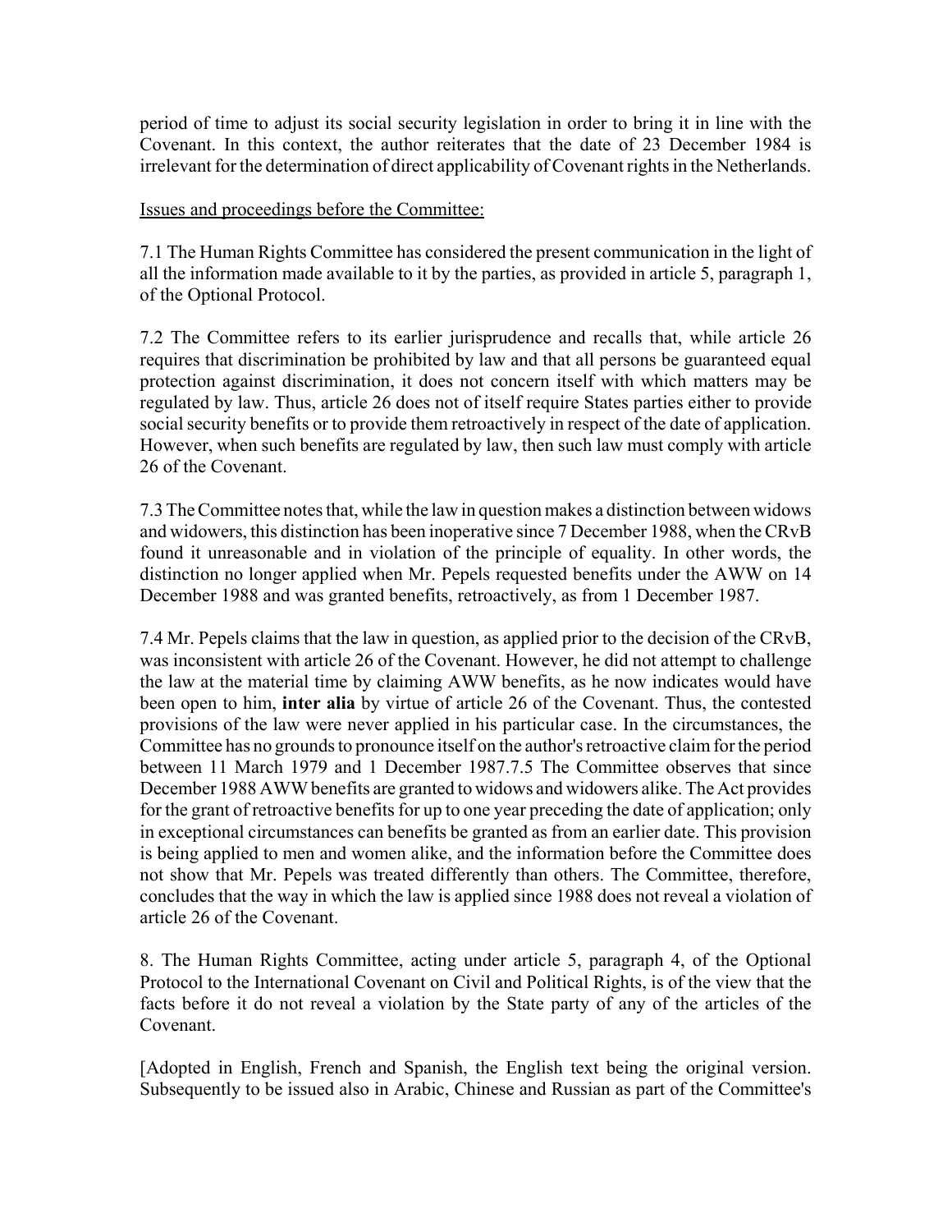period of time to adjust its social security legislation in order to bring it in line with the Covenant. In this context, the author reiterates that the date of 23 December 1984 is irrelevant for the determination of direct applicability of Covenant rights in the Netherlands.

Issues and proceedings before the Committee:

7.1 The Human Rights Committee has considered the present communication in the light of all the information made available to it by the parties, as provided in article 5, paragraph 1, of the Optional Protocol.

7.2 The Committee refers to its earlier jurisprudence and recalls that, while article 26 requires that discrimination be prohibited by law and that all persons be guaranteed equal protection against discrimination, it does not concern itself with which matters may be regulated by law. Thus, article 26 does not of itself require States parties either to provide social security benefits or to provide them retroactively in respect of the date of application. However, when such benefits are regulated by law, then such law must comply with article 26 of the Covenant.

7.3 The Committee notes that, while the law in question makes a distinction between widows and widowers, this distinction has been inoperative since 7 December 1988, when the CRvB found it unreasonable and in violation of the principle of equality. In other words, the distinction no longer applied when Mr. Pepels requested benefits under the AWW on 14 December 1988 and was granted benefits, retroactively, as from 1 December 1987.

7.4 Mr. Pepels claims that the law in question, as applied prior to the decision of the CRvB, was inconsistent with article 26 of the Covenant. However, he did not attempt to challenge the law at the material time by claiming AWW benefits, as he now indicates would have been open to him, **inter alia** by virtue of article 26 of the Covenant. Thus, the contested provisions of the law were never applied in his particular case. In the circumstances, the Committee has no grounds to pronounce itself on the author's retroactive claim for the period between 11 March 1979 and 1 December 1987.

7.5 The Committee observes that since December 1988 AWW benefits are granted to widows and widowers alike. The Act provides for the grant of retroactive benefits for up to one year preceding the date of application; only in exceptional circumstances can benefits be granted as from an earlier date. This provision is being applied to men and women alike, and the information before the Committee does not show that Mr. Pepels was treated differently than others. The Committee, therefore, concludes that the way in which the law is applied since 1988 does not reveal a violation of article 26 of the Covenant.

8. The Human Rights Committee, acting under article 5, paragraph 4, of the Optional Protocol to the International Covenant on Civil and Political Rights, is of the view that the facts before it do not reveal a violation by the State party of any of the articles of the Covenant.

[Adopted in English, French and Spanish, the English text being the original version. Subsequently to be issued also in Arabic, Chinese and Russian as part of the Committee's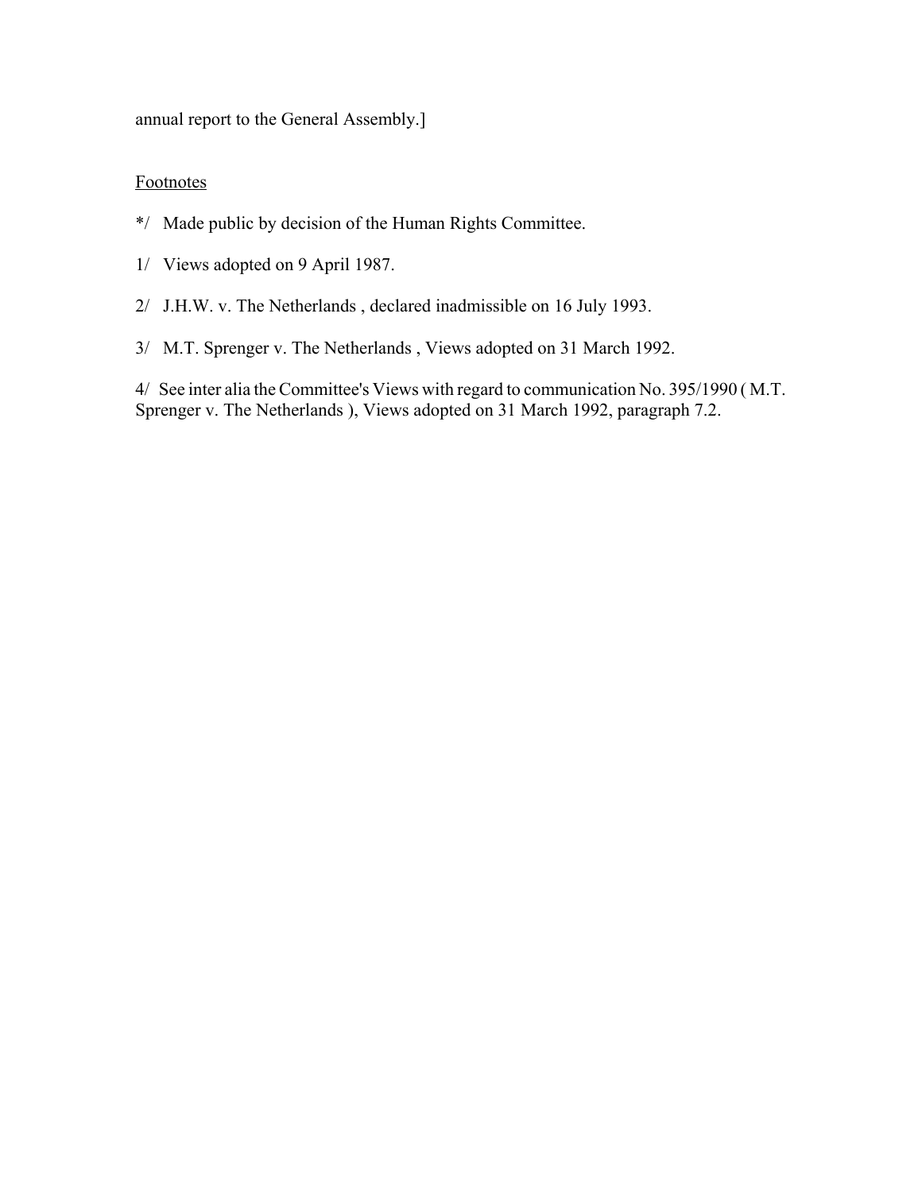annual report to the General Assembly.]

Footnotes

*/ Made public by decision of the Human Rights Committee.

1/ Views adopted on 9 April 1987.

2/ J.H.W. v. The Netherlands , declared inadmissible on 16 July 1993.

3/ M.T. Sprenger v. The Netherlands , Views adopted on 31 March 1992.

4/ See inter alia the Committee's Views with regard to communication No. 395/1990 ( M.T. Sprenger v. The Netherlands ), Views adopted on 31 March 1992, paragraph 7.2.